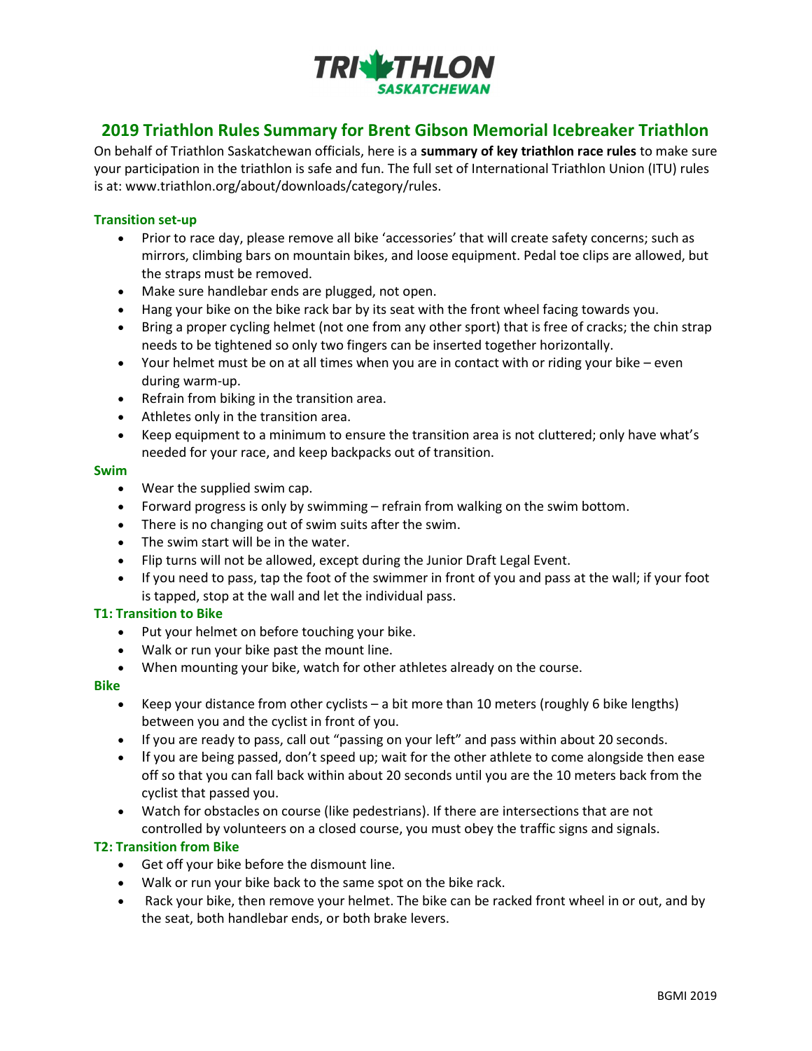TRIATHLON SASKATCHEWAN

# 2019 Triathlon Rules Summary for Brent Gibson Memorial Icebreaker Triathlon

On behalf of Triathlon Saskatchewan officials, here is a **summary of key triathlon race rules** to make sure your participation in the triathlon is safe and fun. The full set of International Triathlon Union (ITU) rules is at: www.triathlon.org/about/downloads/category/rules.

### Transition set-up

- Prior to race day, please remove all bike 'accessories' that will create safety concerns; such as mirrors, climbing bars on mountain bikes, and loose equipment. Pedal toe clips are allowed, but the straps must be removed.
- Make sure handlebar ends are plugged, not open.
- Hang your bike on the bike rack bar by its seat with the front wheel facing towards you.
- Bring a proper cycling helmet (not one from any other sport) that is free of cracks; the chin strap needs to be tightened so only two fingers can be inserted together horizontally.
- Your helmet must be on at all times when you are in contact with or riding your bike – even during warm-up.
- Refrain from biking in the transition area.
- Athletes only in the transition area.
- Keep equipment to a minimum to ensure the transition area is not cluttered; only have what's needed for your race, and keep backpacks out of transition.

### Swim

- Wear the supplied swim cap.
- Forward progress is only by swimming – refrain from walking on the swim bottom.
- There is no changing out of swim suits after the swim.
- The swim start will be in the water.
- Flip turns will not be allowed, except during the Junior Draft Legal Event.
- If you need to pass, tap the foot of the swimmer in front of you and pass at the wall; if your foot is tapped, stop at the wall and let the individual pass.

### T1: Transition to Bike

- Put your helmet on before touching your bike.
- Walk or run your bike past the mount line.
- When mounting your bike, watch for other athletes already on the course.

### Bike

- Keep your distance from other cyclists – a bit more than 10 meters (roughly 6 bike lengths) between you and the cyclist in front of you.
- If you are ready to pass, call out "passing on your left" and pass within about 20 seconds.
- If you are being passed, don't speed up; wait for the other athlete to come alongside then ease off so that you can fall back within about 20 seconds until you are the 10 meters back from the cyclist that passed you.
- Watch for obstacles on course (like pedestrians). If there are intersections that are not controlled by volunteers on a closed course, you must obey the traffic signs and signals.

### T2: Transition from Bike

- Get off your bike before the dismount line.
- Walk or run your bike back to the same spot on the bike rack.
- Rack your bike, then remove your helmet. The bike can be racked front wheel in or out, and by the seat, both handlebar ends, or both brake levers.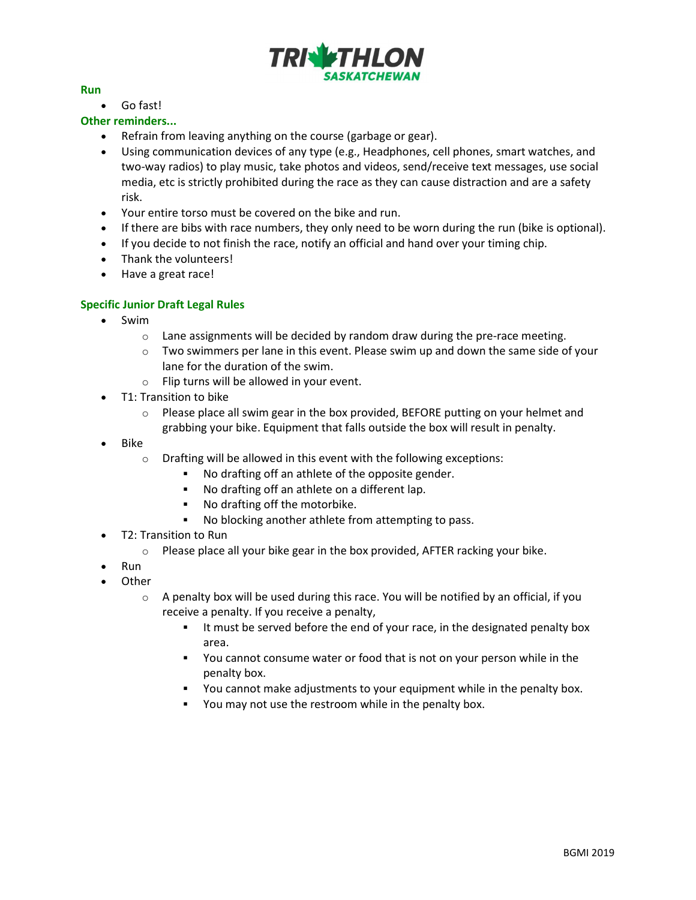**Run**

- Go fast!

**Other reminders...**

- Refrain from leaving anything on the course (garbage or gear).
- Using communication devices of any type (e.g., Headphones, cell phones, smart watches, and two-way radios) to play music, take photos and videos, send/receive text messages, use social media, etc is strictly prohibited during the race as they can cause distraction and are a safety risk.
- Your entire torso must be covered on the bike and run.
- If there are bibs with race numbers, they only need to be worn during the run (bike is optional).
- If you decide to not finish the race, notify an official and hand over your timing chip.
- Thank the volunteers!
- Have a great race!

**Specific Junior Draft Legal Rules**

- Swim
  - Lane assignments will be decided by random draw during the pre-race meeting.
  - Two swimmers per lane in this event. Please swim up and down the same side of your lane for the duration of the swim.
  - Flip turns will be allowed in your event.
- T1: Transition to bike
  - Please place all swim gear in the box provided, BEFORE putting on your helmet and grabbing your bike. Equipment that falls outside the box will result in penalty.
- Bike
  - Drafting will be allowed in this event with the following exceptions:
    - No drafting off an athlete of the opposite gender.
    - No drafting off an athlete on a different lap.
    - No drafting off the motorbike.
    - No blocking another athlete from attempting to pass.
- T2: Transition to Run
  - Please place all your bike gear in the box provided, AFTER racking your bike.
- Run
- Other
  - A penalty box will be used during this race. You will be notified by an official, if you receive a penalty. If you receive a penalty,
    - It must be served before the end of your race, in the designated penalty box area.
    - You cannot consume water or food that is not on your person while in the penalty box.
    - You cannot make adjustments to your equipment while in the penalty box.
    - You may not use the restroom while in the penalty box.